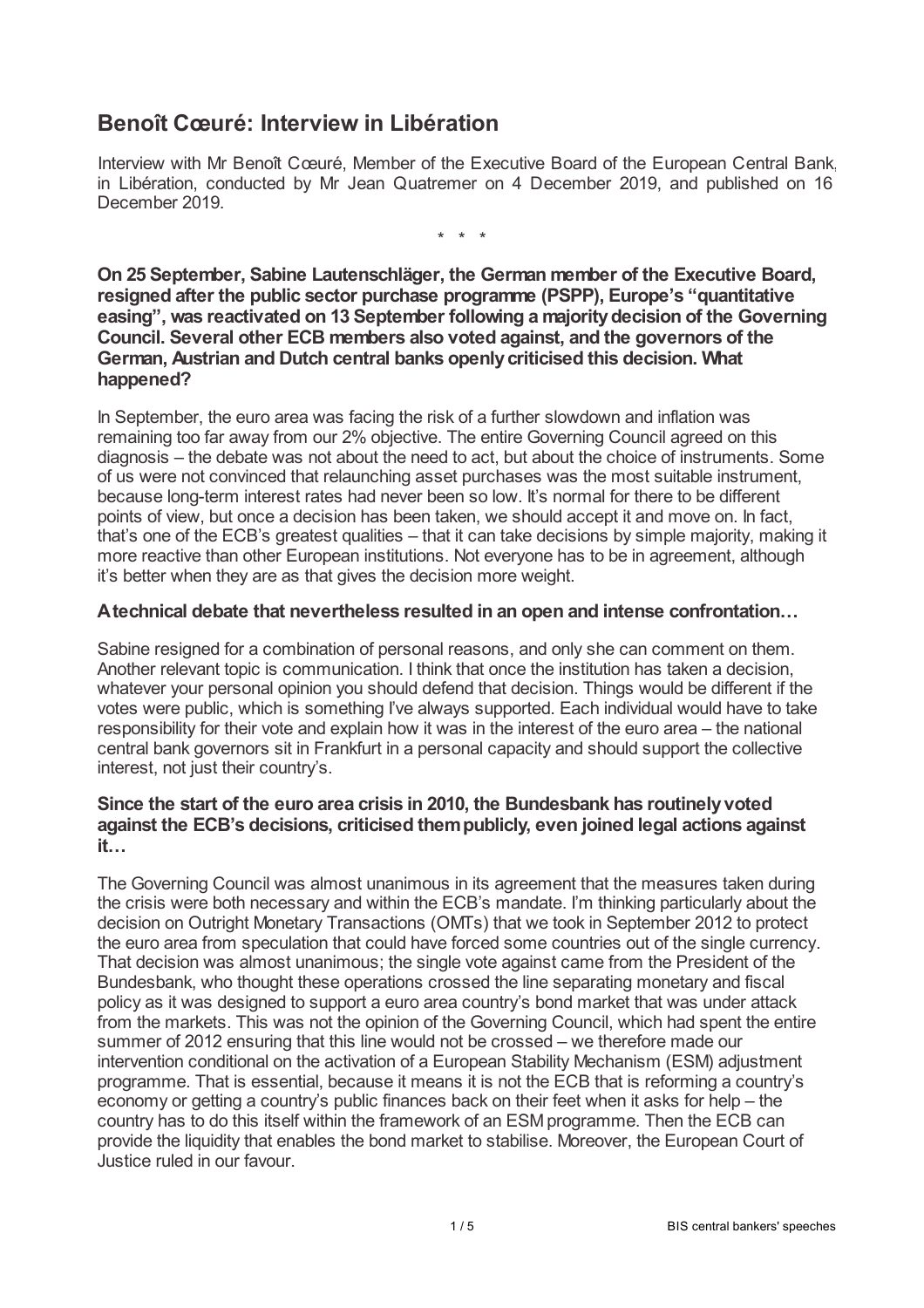# Benoît Cœuré: Interview in Libération

Interview with Mr Benoît Cœuré, Member of the Executive Board of the European Central Bank, in Libération, conducted by Mr Jean Quatremer on 4 December 2019, and published on 16 December 2019.

\* \* \*

**On 25 September, Sabine Lautenschläger, the German member of the Executive Board, resigned after the public sector purchase programme (PSPP), Europe's "quantitative easing", was reactivated on 13 September following a majority decision of the Governing Council. Several other ECB members also voted against, and the governors of the German, Austrian and Dutch central banks openly criticised this decision. What happened?**

In September, the euro area was facing the risk of a further slowdown and inflation was remaining too far away from our 2% objective. The entire Governing Council agreed on this diagnosis – the debate was not about the need to act, but about the choice of instruments. Some of us were not convinced that relaunching asset purchases was the most suitable instrument, because long-term interest rates had never been so low. It's normal for there to be different points of view, but once a decision has been taken, we should accept it and move on. In fact, that's one of the ECB's greatest qualities – that it can take decisions by simple majority, making it more reactive than other European institutions. Not everyone has to be in agreement, although it's better when they are as that gives the decision more weight.

**A technical debate that nevertheless resulted in an open and intense confrontation…**

Sabine resigned for a combination of personal reasons, and only she can comment on them. Another relevant topic is communication. I think that once the institution has taken a decision, whatever your personal opinion you should defend that decision. Things would be different if the votes were public, which is something I've always supported. Each individual would have to take responsibility for their vote and explain how it was in the interest of the euro area – the national central bank governors sit in Frankfurt in a personal capacity and should support the collective interest, not just their country's.

**Since the start of the euro area crisis in 2010, the Bundesbank has routinely voted against the ECB's decisions, criticised them publicly, even joined legal actions against it…**

The Governing Council was almost unanimous in its agreement that the measures taken during the crisis were both necessary and within the ECB's mandate. I'm thinking particularly about the decision on Outright Monetary Transactions (OMTs) that we took in September 2012 to protect the euro area from speculation that could have forced some countries out of the single currency. That decision was almost unanimous; the single vote against came from the President of the Bundesbank, who thought these operations crossed the line separating monetary and fiscal policy as it was designed to support a euro area country's bond market that was under attack from the markets. This was not the opinion of the Governing Council, which had spent the entire summer of 2012 ensuring that this line would not be crossed – we therefore made our intervention conditional on the activation of a European Stability Mechanism (ESM) adjustment programme. That is essential, because it means it is not the ECB that is reforming a country's economy or getting a country's public finances back on their feet when it asks for help – the country has to do this itself within the framework of an ESM programme. Then the ECB can provide the liquidity that enables the bond market to stabilise. Moreover, the European Court of Justice ruled in our favour.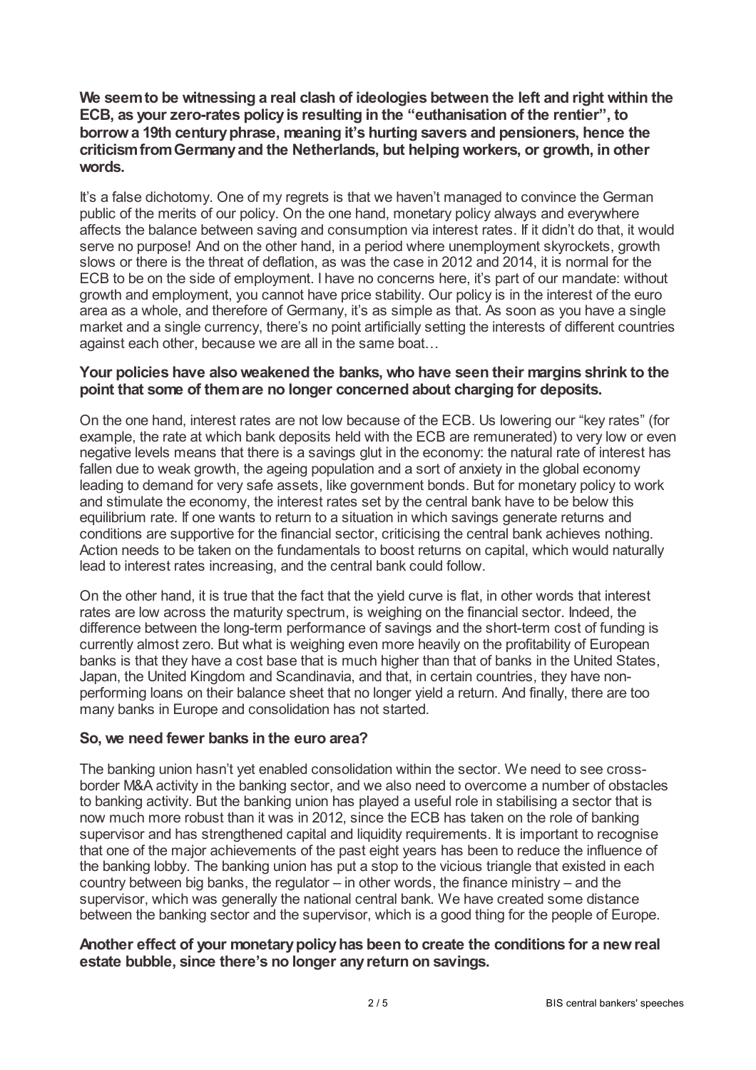**We seem to be witnessing a real clash of ideologies between the left and right within the ECB, as your zero-rates policy is resulting in the "euthanisation of the rentier", to borrow a 19th century phrase, meaning it's hurting savers and pensioners, hence the criticism from Germany and the Netherlands, but helping workers, or growth, in other words.**

It's a false dichotomy. One of my regrets is that we haven't managed to convince the German public of the merits of our policy. On the one hand, monetary policy always and everywhere affects the balance between saving and consumption via interest rates. If it didn't do that, it would serve no purpose! And on the other hand, in a period where unemployment skyrockets, growth slows or there is the threat of deflation, as was the case in 2012 and 2014, it is normal for the ECB to be on the side of employment. I have no concerns here, it's part of our mandate: without growth and employment, you cannot have price stability. Our policy is in the interest of the euro area as a whole, and therefore of Germany, it's as simple as that. As soon as you have a single market and a single currency, there's no point artificially setting the interests of different countries against each other, because we are all in the same boat…

**Your policies have also weakened the banks, who have seen their margins shrink to the point that some of them are no longer concerned about charging for deposits.**

On the one hand, interest rates are not low because of the ECB. Us lowering our "key rates" (for example, the rate at which bank deposits held with the ECB are remunerated) to very low or even negative levels means that there is a savings glut in the economy: the natural rate of interest has fallen due to weak growth, the ageing population and a sort of anxiety in the global economy leading to demand for very safe assets, like government bonds. But for monetary policy to work and stimulate the economy, the interest rates set by the central bank have to be below this equilibrium rate. If one wants to return to a situation in which savings generate returns and conditions are supportive for the financial sector, criticising the central bank achieves nothing. Action needs to be taken on the fundamentals to boost returns on capital, which would naturally lead to interest rates increasing, and the central bank could follow.

On the other hand, it is true that the fact that the yield curve is flat, in other words that interest rates are low across the maturity spectrum, is weighing on the financial sector. Indeed, the difference between the long-term performance of savings and the short-term cost of funding is currently almost zero. But what is weighing even more heavily on the profitability of European banks is that they have a cost base that is much higher than that of banks in the United States, Japan, the United Kingdom and Scandinavia, and that, in certain countries, they have non-performing loans on their balance sheet that no longer yield a return. And finally, there are too many banks in Europe and consolidation has not started.

**So, we need fewer banks in the euro area?**

The banking union hasn't yet enabled consolidation within the sector. We need to see cross-border M&A activity in the banking sector, and we also need to overcome a number of obstacles to banking activity. But the banking union has played a useful role in stabilising a sector that is now much more robust than it was in 2012, since the ECB has taken on the role of banking supervisor and has strengthened capital and liquidity requirements. It is important to recognise that one of the major achievements of the past eight years has been to reduce the influence of the banking lobby. The banking union has put a stop to the vicious triangle that existed in each country between big banks, the regulator – in other words, the finance ministry – and the supervisor, which was generally the national central bank. We have created some distance between the banking sector and the supervisor, which is a good thing for the people of Europe.

**Another effect of your monetary policy has been to create the conditions for a new real estate bubble, since there's no longer any return on savings.**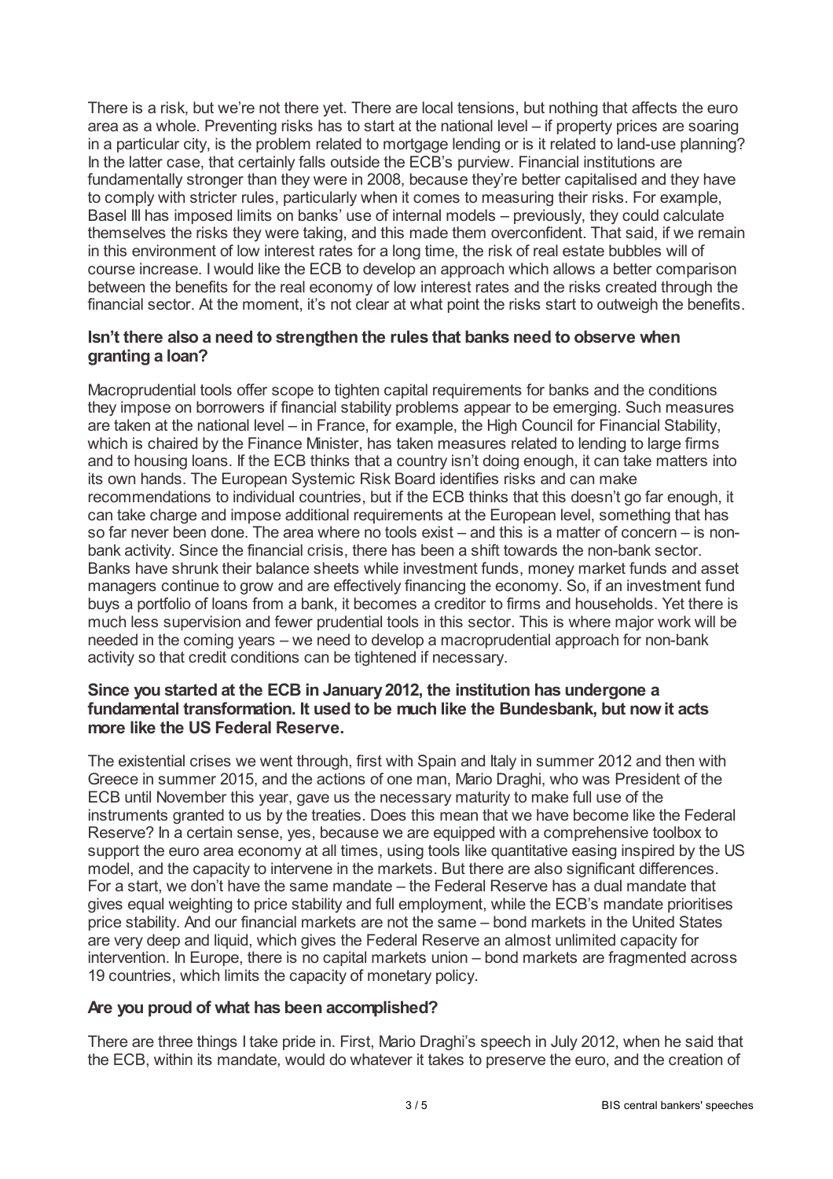There is a risk, but we're not there yet. There are local tensions, but nothing that affects the euro area as a whole. Preventing risks has to start at the national level – if property prices are soaring in a particular city, is the problem related to mortgage lending or is it related to land-use planning? In the latter case, that certainly falls outside the ECB's purview. Financial institutions are fundamentally stronger than they were in 2008, because they're better capitalised and they have to comply with stricter rules, particularly when it comes to measuring their risks. For example, Basel III has imposed limits on banks' use of internal models – previously, they could calculate themselves the risks they were taking, and this made them overconfident. That said, if we remain in this environment of low interest rates for a long time, the risk of real estate bubbles will of course increase. I would like the ECB to develop an approach which allows a better comparison between the benefits for the real economy of low interest rates and the risks created through the financial sector. At the moment, it's not clear at what point the risks start to outweigh the benefits.

**Isn't there also a need to strengthen the rules that banks need to observe when granting a loan?**

Macroprudential tools offer scope to tighten capital requirements for banks and the conditions they impose on borrowers if financial stability problems appear to be emerging. Such measures are taken at the national level – in France, for example, the High Council for Financial Stability, which is chaired by the Finance Minister, has taken measures related to lending to large firms and to housing loans. If the ECB thinks that a country isn't doing enough, it can take matters into its own hands. The European Systemic Risk Board identifies risks and can make recommendations to individual countries, but if the ECB thinks that this doesn't go far enough, it can take charge and impose additional requirements at the European level, something that has so far never been done. The area where no tools exist – and this is a matter of concern – is non-bank activity. Since the financial crisis, there has been a shift towards the non-bank sector. Banks have shrunk their balance sheets while investment funds, money market funds and asset managers continue to grow and are effectively financing the economy. So, if an investment fund buys a portfolio of loans from a bank, it becomes a creditor to firms and households. Yet there is much less supervision and fewer prudential tools in this sector. This is where major work will be needed in the coming years – we need to develop a macroprudential approach for non-bank activity so that credit conditions can be tightened if necessary.

**Since you started at the ECB in January 2012, the institution has undergone a fundamental transformation. It used to be much like the Bundesbank, but now it acts more like the US Federal Reserve.**

The existential crises we went through, first with Spain and Italy in summer 2012 and then with Greece in summer 2015, and the actions of one man, Mario Draghi, who was President of the ECB until November this year, gave us the necessary maturity to make full use of the instruments granted to us by the treaties. Does this mean that we have become like the Federal Reserve? In a certain sense, yes, because we are equipped with a comprehensive toolbox to support the euro area economy at all times, using tools like quantitative easing inspired by the US model, and the capacity to intervene in the markets. But there are also significant differences. For a start, we don't have the same mandate – the Federal Reserve has a dual mandate that gives equal weighting to price stability and full employment, while the ECB's mandate prioritises price stability. And our financial markets are not the same – bond markets in the United States are very deep and liquid, which gives the Federal Reserve an almost unlimited capacity for intervention. In Europe, there is no capital markets union – bond markets are fragmented across 19 countries, which limits the capacity of monetary policy.

**Are you proud of what has been accomplished?**

There are three things I take pride in. First, Mario Draghi's speech in July 2012, when he said that the ECB, within its mandate, would do whatever it takes to preserve the euro, and the creation of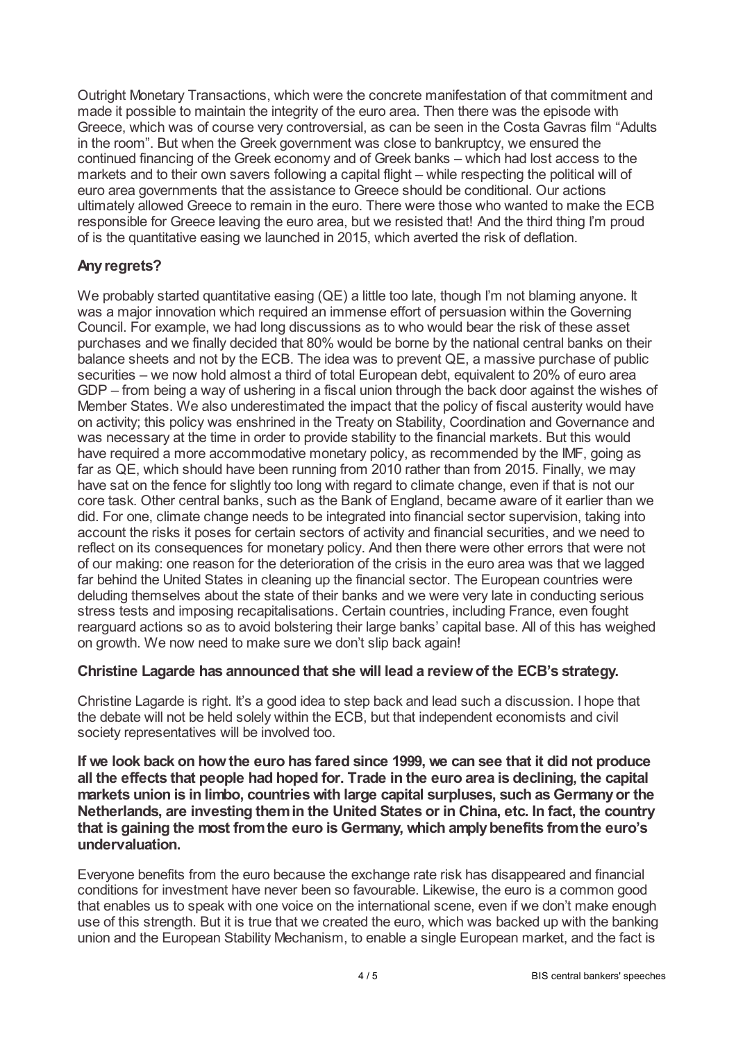Outright Monetary Transactions, which were the concrete manifestation of that commitment and made it possible to maintain the integrity of the euro area. Then there was the episode with Greece, which was of course very controversial, as can be seen in the Costa Gavras film "Adults in the room". But when the Greek government was close to bankruptcy, we ensured the continued financing of the Greek economy and of Greek banks – which had lost access to the markets and to their own savers following a capital flight – while respecting the political will of euro area governments that the assistance to Greece should be conditional. Our actions ultimately allowed Greece to remain in the euro. There were those who wanted to make the ECB responsible for Greece leaving the euro area, but we resisted that! And the third thing I'm proud of is the quantitative easing we launched in 2015, which averted the risk of deflation.

### Any regrets?

We probably started quantitative easing (QE) a little too late, though I'm not blaming anyone. It was a major innovation which required an immense effort of persuasion within the Governing Council. For example, we had long discussions as to who would bear the risk of these asset purchases and we finally decided that 80% would be borne by the national central banks on their balance sheets and not by the ECB. The idea was to prevent QE, a massive purchase of public securities – we now hold almost a third of total European debt, equivalent to 20% of euro area GDP – from being a way of ushering in a fiscal union through the back door against the wishes of Member States. We also underestimated the impact that the policy of fiscal austerity would have on activity; this policy was enshrined in the Treaty on Stability, Coordination and Governance and was necessary at the time in order to provide stability to the financial markets. But this would have required a more accommodative monetary policy, as recommended by the IMF, going as far as QE, which should have been running from 2010 rather than from 2015. Finally, we may have sat on the fence for slightly too long with regard to climate change, even if that is not our core task. Other central banks, such as the Bank of England, became aware of it earlier than we did. For one, climate change needs to be integrated into financial sector supervision, taking into account the risks it poses for certain sectors of activity and financial securities, and we need to reflect on its consequences for monetary policy. And then there were other errors that were not of our making: one reason for the deterioration of the crisis in the euro area was that we lagged far behind the United States in cleaning up the financial sector. The European countries were deluding themselves about the state of their banks and we were very late in conducting serious stress tests and imposing recapitalisations. Certain countries, including France, even fought rearguard actions so as to avoid bolstering their large banks' capital base. All of this has weighed on growth. We now need to make sure we don't slip back again!

### Christine Lagarde has announced that she will lead a review of the ECB's strategy.

Christine Lagarde is right. It's a good idea to step back and lead such a discussion. I hope that the debate will not be held solely within the ECB, but that independent economists and civil society representatives will be involved too.

**If we look back on how the euro has fared since 1999, we can see that it did not produce all the effects that people had hoped for. Trade in the euro area is declining, the capital markets union is in limbo, countries with large capital surpluses, such as Germany or the Netherlands, are investing them in the United States or in China, etc. In fact, the country that is gaining the most from the euro is Germany, which amply benefits from the euro's undervaluation.**

Everyone benefits from the euro because the exchange rate risk has disappeared and financial conditions for investment have never been so favourable. Likewise, the euro is a common good that enables us to speak with one voice on the international scene, even if we don't make enough use of this strength. But it is true that we created the euro, which was backed up with the banking union and the European Stability Mechanism, to enable a single European market, and the fact is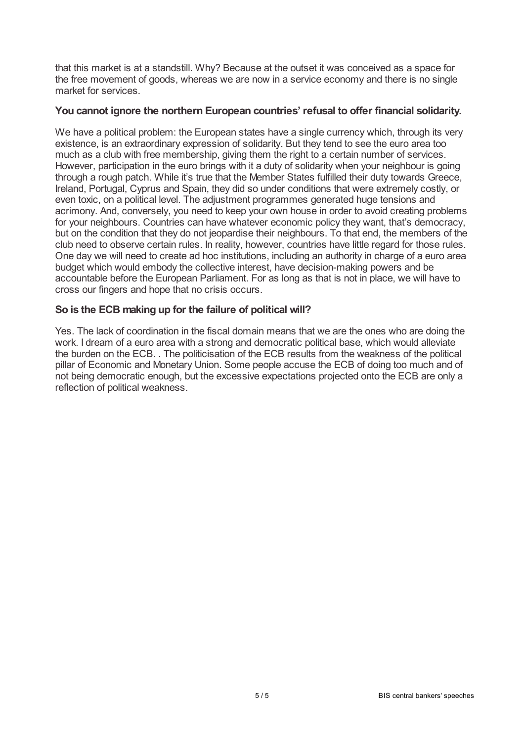that this market is at a standstill. Why? Because at the outset it was conceived as a space for the free movement of goods, whereas we are now in a service economy and there is no single market for services.

**You cannot ignore the northern European countries' refusal to offer financial solidarity.**

We have a political problem: the European states have a single currency which, through its very existence, is an extraordinary expression of solidarity. But they tend to see the euro area too much as a club with free membership, giving them the right to a certain number of services. However, participation in the euro brings with it a duty of solidarity when your neighbour is going through a rough patch. While it's true that the Member States fulfilled their duty towards Greece, Ireland, Portugal, Cyprus and Spain, they did so under conditions that were extremely costly, or even toxic, on a political level. The adjustment programmes generated huge tensions and acrimony. And, conversely, you need to keep your own house in order to avoid creating problems for your neighbours. Countries can have whatever economic policy they want, that's democracy, but on the condition that they do not jeopardise their neighbours. To that end, the members of the club need to observe certain rules. In reality, however, countries have little regard for those rules. One day we will need to create ad hoc institutions, including an authority in charge of a euro area budget which would embody the collective interest, have decision-making powers and be accountable before the European Parliament. For as long as that is not in place, we will have to cross our fingers and hope that no crisis occurs.

**So is the ECB making up for the failure of political will?**

Yes. The lack of coordination in the fiscal domain means that we are the ones who are doing the work. I dream of a euro area with a strong and democratic political base, which would alleviate the burden on the ECB. . The politicisation of the ECB results from the weakness of the political pillar of Economic and Monetary Union. Some people accuse the ECB of doing too much and of not being democratic enough, but the excessive expectations projected onto the ECB are only a reflection of political weakness.